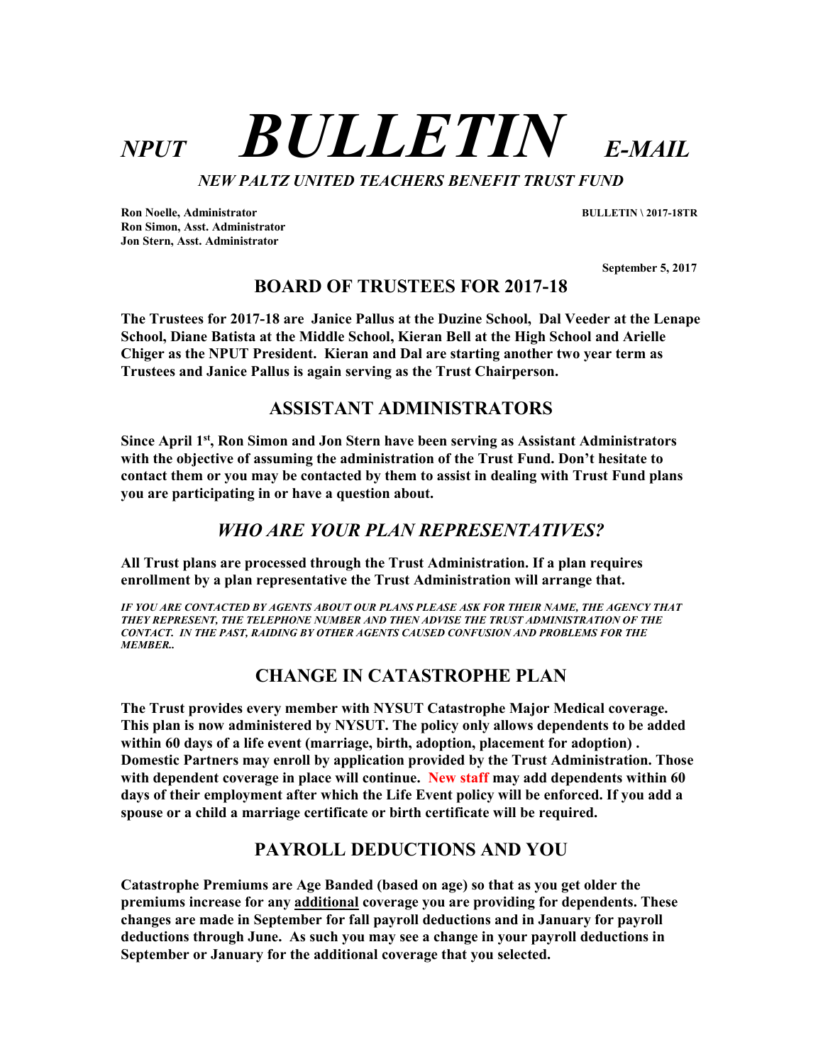# *NPUT* ***BULLETIN*** *E-MAIL*

***NEW PALTZ UNITED TEACHERS BENEFIT TRUST FUND***

**Ron Noelle, Administrator**
**Ron Simon, Asst. Administrator**
**Jon Stern, Asst. Administrator**

**BULLETIN \ 2017-18TR**

**September 5, 2017**

## BOARD OF TRUSTEES FOR 2017-18

**The Trustees for 2017-18 are Janice Pallus at the Duzine School, Dal Veeder at the Lenape School, Diane Batista at the Middle School, Kieran Bell at the High School and Arielle Chiger as the NPUT President. Kieran and Dal are starting another two year term as Trustees and Janice Pallus is again serving as the Trust Chairperson.**

## ASSISTANT ADMINISTRATORS

**Since April 1st, Ron Simon and Jon Stern have been serving as Assistant Administrators with the objective of assuming the administration of the Trust Fund. Don't hesitate to contact them or you may be contacted by them to assist in dealing with Trust Fund plans you are participating in or have a question about.**

## *WHO ARE YOUR PLAN REPRESENTATIVES?*

**All Trust plans are processed through the Trust Administration. If a plan requires enrollment by a plan representative the Trust Administration will arrange that.**

***IF YOU ARE CONTACTED BY AGENTS ABOUT OUR PLANS PLEASE ASK FOR THEIR NAME, THE AGENCY THAT THEY REPRESENT, THE TELEPHONE NUMBER AND THEN ADVISE THE TRUST ADMINISTRATION OF THE CONTACT. IN THE PAST, RAIDING BY OTHER AGENTS CAUSED CONFUSION AND PROBLEMS FOR THE MEMBER..***

## CHANGE IN CATASTROPHE PLAN

**The Trust provides every member with NYSUT Catastrophe Major Medical coverage. This plan is now administered by NYSUT. The policy only allows dependents to be added within 60 days of a life event (marriage, birth, adoption, placement for adoption) . Domestic Partners may enroll by application provided by the Trust Administration. Those with dependent coverage in place will continue. New staff may add dependents within 60 days of their employment after which the Life Event policy will be enforced. If you add a spouse or a child a marriage certificate or birth certificate will be required.**

## PAYROLL DEDUCTIONS AND YOU

**Catastrophe Premiums are Age Banded (based on age) so that as you get older the premiums increase for any additional coverage you are providing for dependents. These changes are made in September for fall payroll deductions and in January for payroll deductions through June. As such you may see a change in your payroll deductions in September or January for the additional coverage that you selected.**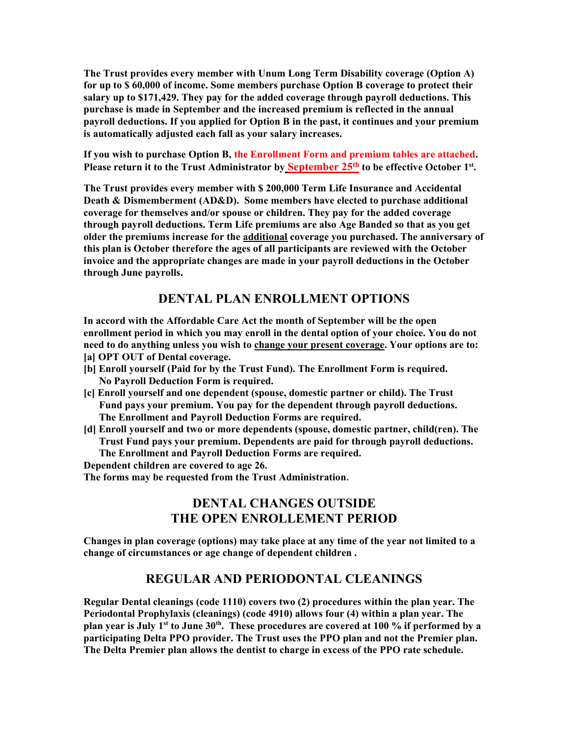**The Trust provides every member with Unum Long Term Disability coverage (Option A) for up to $ 60,000 of income. Some members purchase Option B coverage to protect their salary up to $171,429. They pay for the added coverage through payroll deductions. This purchase is made in September and the increased premium is reflected in the annual payroll deductions. If you applied for Option B in the past, it continues and your premium is automatically adjusted each fall as your salary increases.**

**If you wish to purchase Option B, the Enrollment Form and premium tables are attached. Please return it to the Trust Administrator by <u>September 25th</u> to be effective October 1st.**

**The Trust provides every member with $ 200,000 Term Life Insurance and Accidental Death & Dismemberment (AD&D). Some members have elected to purchase additional coverage for themselves and/or spouse or children. They pay for the added coverage through payroll deductions. Term Life premiums are also Age Banded so that as you get older the premiums increase for the <u>additional</u> coverage you purchased. The anniversary of this plan is October therefore the ages of all participants are reviewed with the October invoice and the appropriate changes are made in your payroll deductions in the October through June payrolls.**

## DENTAL PLAN ENROLLMENT OPTIONS

**In accord with the Affordable Care Act the month of September will be the open enrollment period in which you may enroll in the dental option of your choice. You do not need to do anything unless you wish to <u>change your present coverage</u>. Your options are to:**

**[a] OPT OUT of Dental coverage.**

**[b] Enroll yourself (Paid for by the Trust Fund). The Enrollment Form is required. No Payroll Deduction Form is required.**

**[c] Enroll yourself and one dependent (spouse, domestic partner or child). The Trust Fund pays your premium. You pay for the dependent through payroll deductions. The Enrollment and Payroll Deduction Forms are required.**

**[d] Enroll yourself and two or more dependents (spouse, domestic partner, child(ren). The Trust Fund pays your premium. Dependents are paid for through payroll deductions. The Enrollment and Payroll Deduction Forms are required.**

**Dependent children are covered to age 26.**

**The forms may be requested from the Trust Administration.**

## DENTAL CHANGES OUTSIDE THE OPEN ENROLLEMENT PERIOD

**Changes in plan coverage (options) may take place at any time of the year not limited to a change of circumstances or age change of dependent children .**

## REGULAR AND PERIODONTAL CLEANINGS

**Regular Dental cleanings (code 1110) covers two (2) procedures within the plan year. The Periodontal Prophylaxis (cleanings) (code 4910) allows four (4) within a plan year. The plan year is July 1st to June 30th. These procedures are covered at 100 % if performed by a participating Delta PPO provider. The Trust uses the PPO plan and not the Premier plan. The Delta Premier plan allows the dentist to charge in excess of the PPO rate schedule.**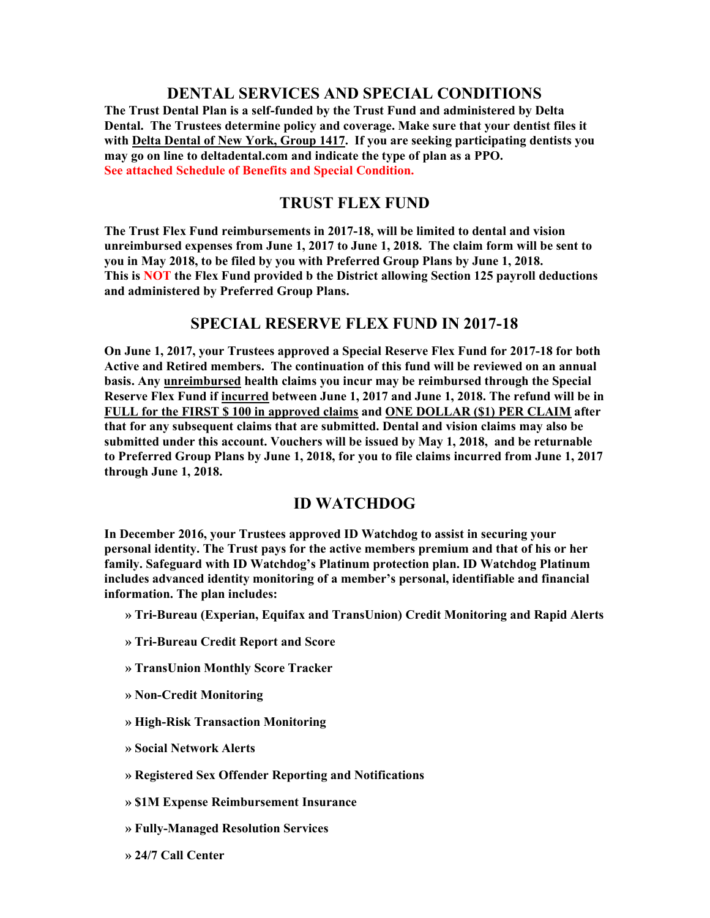## DENTAL SERVICES AND SPECIAL CONDITIONS

**The Trust Dental Plan is a self-funded by the Trust Fund and administered by Delta Dental. The Trustees determine policy and coverage. Make sure that your dentist files it with <u>Delta Dental of New York, Group 1417</u>. If you are seeking participating dentists you may go on line to deltadental.com and indicate the type of plan as a PPO.**
**See attached Schedule of Benefits and Special Condition.**

## TRUST FLEX FUND

**The Trust Flex Fund reimbursements in 2017-18, will be limited to dental and vision unreimbursed expenses from June 1, 2017 to June 1, 2018. The claim form will be sent to you in May 2018, to be filed by you with Preferred Group Plans by June 1, 2018. This is NOT the Flex Fund provided b the District allowing Section 125 payroll deductions and administered by Preferred Group Plans.**

## SPECIAL RESERVE FLEX FUND IN 2017-18

**On June 1, 2017, your Trustees approved a Special Reserve Flex Fund for 2017-18 for both Active and Retired members. The continuation of this fund will be reviewed on an annual basis. Any <u>unreimbursed</u> health claims you incur may be reimbursed through the Special Reserve Flex Fund if <u>incurred</u> between June 1, 2017 and June 1, 2018. The refund will be in <u>FULL for the FIRST $ 100 in approved claims</u> and <u>ONE DOLLAR ($1) PER CLAIM</u> after that for any subsequent claims that are submitted. Dental and vision claims may also be submitted under this account. Vouchers will be issued by May 1, 2018, and be returnable to Preferred Group Plans by June 1, 2018, for you to file claims incurred from June 1, 2017 through June 1, 2018.**

## ID WATCHDOG

**In December 2016, your Trustees approved ID Watchdog to assist in securing your personal identity. The Trust pays for the active members premium and that of his or her family. Safeguard with ID Watchdog's Platinum protection plan. ID Watchdog Platinum includes advanced identity monitoring of a member's personal, identifiable and financial information. The plan includes:**

- **Tri-Bureau (Experian, Equifax and TransUnion) Credit Monitoring and Rapid Alerts**
- **Tri-Bureau Credit Report and Score**
- **TransUnion Monthly Score Tracker**
- **Non-Credit Monitoring**
- **High-Risk Transaction Monitoring**
- **Social Network Alerts**
- **Registered Sex Offender Reporting and Notifications**
- **$1M Expense Reimbursement Insurance**
- **Fully-Managed Resolution Services**
- **24/7 Call Center**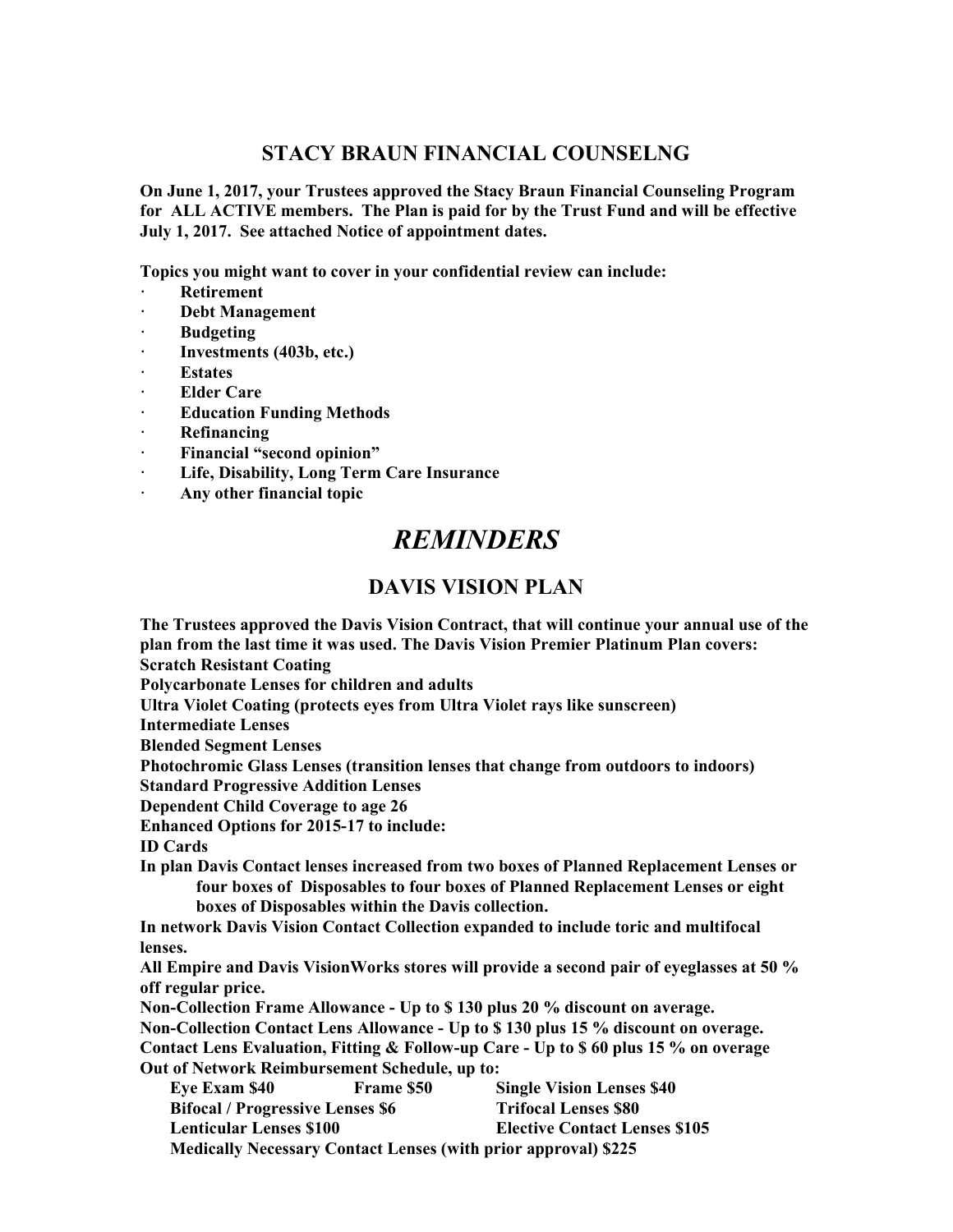## STACY BRAUN FINANCIAL COUNSELNG

**On June 1, 2017, your Trustees approved the Stacy Braun Financial Counseling Program for ALL ACTIVE members. The Plan is paid for by the Trust Fund and will be effective July 1, 2017. See attached Notice of appointment dates.**

**Topics you might want to cover in your confidential review can include:**

- **Retirement**
- **Debt Management**
- **Budgeting**
- **Investments (403b, etc.)**
- **Estates**
- **Elder Care**
- **Education Funding Methods**
- **Refinancing**
- **Financial "second opinion"**
- **Life, Disability, Long Term Care Insurance**
- **Any other financial topic**

# *REMINDERS*

## DAVIS VISION PLAN

**The Trustees approved the Davis Vision Contract, that will continue your annual use of the plan from the last time it was used. The Davis Vision Premier Platinum Plan covers:**
**Scratch Resistant Coating**
**Polycarbonate Lenses for children and adults**
**Ultra Violet Coating (protects eyes from Ultra Violet rays like sunscreen)**
**Intermediate Lenses**
**Blended Segment Lenses**
**Photochromic Glass Lenses (transition lenses that change from outdoors to indoors)**
**Standard Progressive Addition Lenses**
**Dependent Child Coverage to age 26**
**Enhanced Options for 2015-17 to include:**
**ID Cards**
**In plan Davis Contact lenses increased from two boxes of Planned Replacement Lenses or four boxes of Disposables to four boxes of Planned Replacement Lenses or eight boxes of Disposables within the Davis collection.**
**In network Davis Vision Contact Collection expanded to include toric and multifocal lenses.**
**All Empire and Davis VisionWorks stores will provide a second pair of eyeglasses at 50 % off regular price.**
**Non-Collection Frame Allowance - Up to $ 130 plus 20 % discount on average.**
**Non-Collection Contact Lens Allowance - Up to $ 130 plus 15 % discount on overage.**
**Contact Lens Evaluation, Fitting & Follow-up Care - Up to $ 60 plus 15 % on overage**
**Out of Network Reimbursement Schedule, up to:**

**Eye Exam $40** **Frame $50** **Single Vision Lenses $40**
**Bifocal / Progressive Lenses $6** **Trifocal Lenses $80**
**Lenticular Lenses $100** **Elective Contact Lenses $105**
**Medically Necessary Contact Lenses (with prior approval) $225**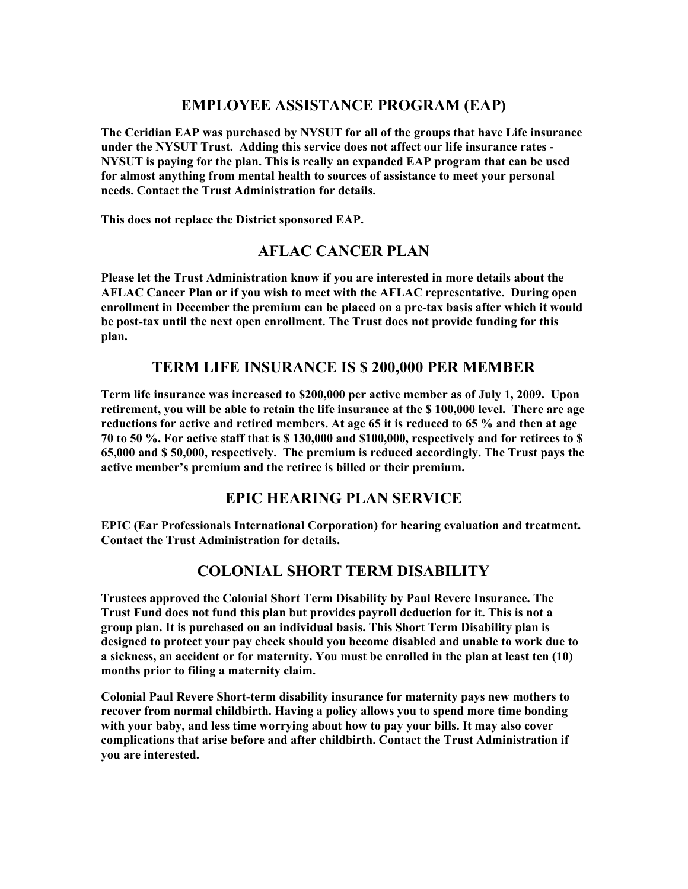## EMPLOYEE ASSISTANCE PROGRAM (EAP)

**The Ceridian EAP was purchased by NYSUT for all of the groups that have Life insurance under the NYSUT Trust. Adding this service does not affect our life insurance rates - NYSUT is paying for the plan. This is really an expanded EAP program that can be used for almost anything from mental health to sources of assistance to meet your personal needs. Contact the Trust Administration for details.**

**This does not replace the District sponsored EAP.**

## AFLAC CANCER PLAN

**Please let the Trust Administration know if you are interested in more details about the AFLAC Cancer Plan or if you wish to meet with the AFLAC representative. During open enrollment in December the premium can be placed on a pre-tax basis after which it would be post-tax until the next open enrollment. The Trust does not provide funding for this plan.**

## TERM LIFE INSURANCE IS $ 200,000 PER MEMBER

**Term life insurance was increased to $200,000 per active member as of July 1, 2009. Upon retirement, you will be able to retain the life insurance at the $ 100,000 level. There are age reductions for active and retired members. At age 65 it is reduced to 65 % and then at age 70 to 50 %. For active staff that is $ 130,000 and $100,000, respectively and for retirees to $ 65,000 and $ 50,000, respectively. The premium is reduced accordingly. The Trust pays the active member's premium and the retiree is billed or their premium.**

## EPIC HEARING PLAN SERVICE

**EPIC (Ear Professionals International Corporation) for hearing evaluation and treatment. Contact the Trust Administration for details.**

## COLONIAL SHORT TERM DISABILITY

**Trustees approved the Colonial Short Term Disability by Paul Revere Insurance. The Trust Fund does not fund this plan but provides payroll deduction for it. This is not a group plan. It is purchased on an individual basis. This Short Term Disability plan is designed to protect your pay check should you become disabled and unable to work due to a sickness, an accident or for maternity. You must be enrolled in the plan at least ten (10) months prior to filing a maternity claim.**

**Colonial Paul Revere Short-term disability insurance for maternity pays new mothers to recover from normal childbirth. Having a policy allows you to spend more time bonding with your baby, and less time worrying about how to pay your bills. It may also cover complications that arise before and after childbirth. Contact the Trust Administration if you are interested.**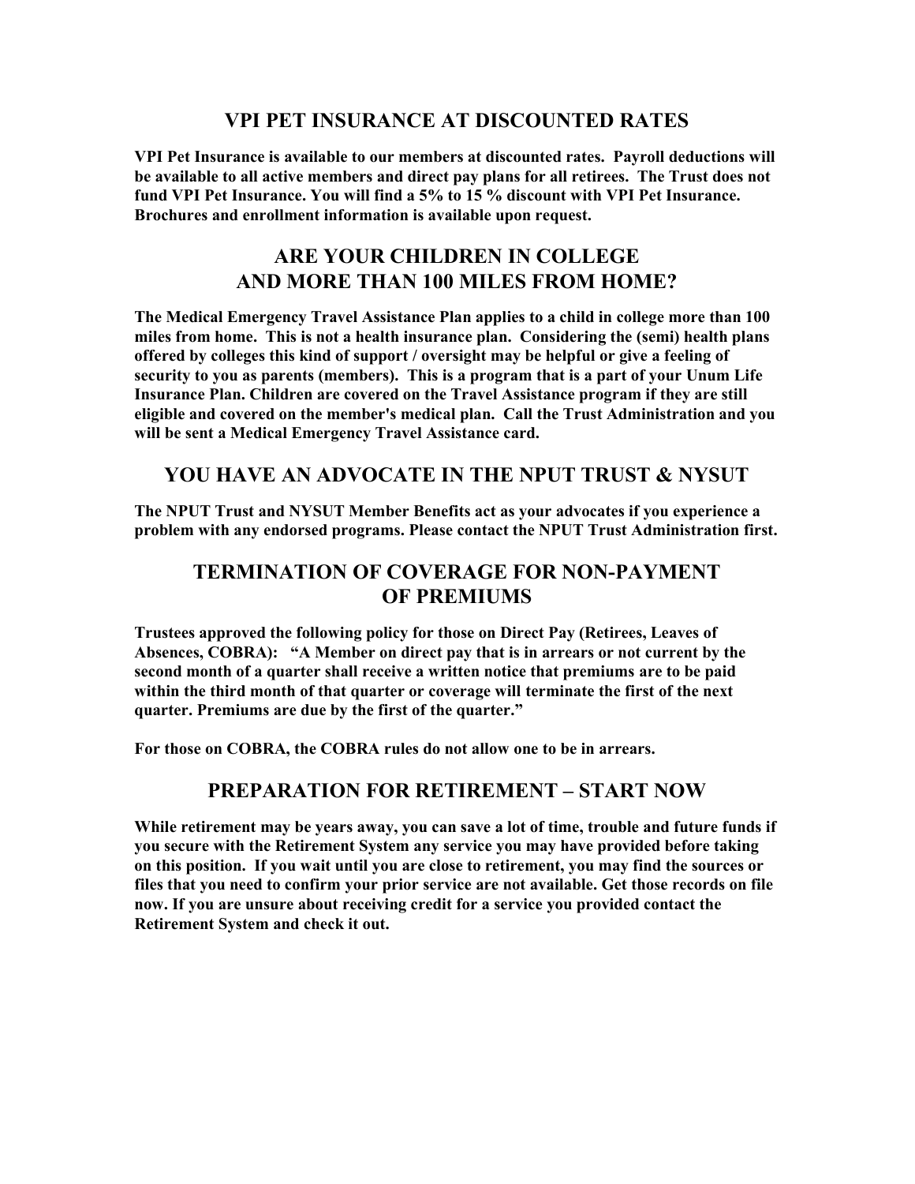## VPI PET INSURANCE AT DISCOUNTED RATES

**VPI Pet Insurance is available to our members at discounted rates. Payroll deductions will be available to all active members and direct pay plans for all retirees. The Trust does not fund VPI Pet Insurance. You will find a 5% to 15 % discount with VPI Pet Insurance. Brochures and enrollment information is available upon request.**

## ARE YOUR CHILDREN IN COLLEGE AND MORE THAN 100 MILES FROM HOME?

**The Medical Emergency Travel Assistance Plan applies to a child in college more than 100 miles from home. This is not a health insurance plan. Considering the (semi) health plans offered by colleges this kind of support / oversight may be helpful or give a feeling of security to you as parents (members). This is a program that is a part of your Unum Life Insurance Plan. Children are covered on the Travel Assistance program if they are still eligible and covered on the member's medical plan. Call the Trust Administration and you will be sent a Medical Emergency Travel Assistance card.**

## YOU HAVE AN ADVOCATE IN THE NPUT TRUST & NYSUT

**The NPUT Trust and NYSUT Member Benefits act as your advocates if you experience a problem with any endorsed programs. Please contact the NPUT Trust Administration first.**

## TERMINATION OF COVERAGE FOR NON-PAYMENT OF PREMIUMS

**Trustees approved the following policy for those on Direct Pay (Retirees, Leaves of Absences, COBRA): "A Member on direct pay that is in arrears or not current by the second month of a quarter shall receive a written notice that premiums are to be paid within the third month of that quarter or coverage will terminate the first of the next quarter. Premiums are due by the first of the quarter."**

**For those on COBRA, the COBRA rules do not allow one to be in arrears.**

## PREPARATION FOR RETIREMENT – START NOW

**While retirement may be years away, you can save a lot of time, trouble and future funds if you secure with the Retirement System any service you may have provided before taking on this position. If you wait until you are close to retirement, you may find the sources or files that you need to confirm your prior service are not available. Get those records on file now. If you are unsure about receiving credit for a service you provided contact the Retirement System and check it out.**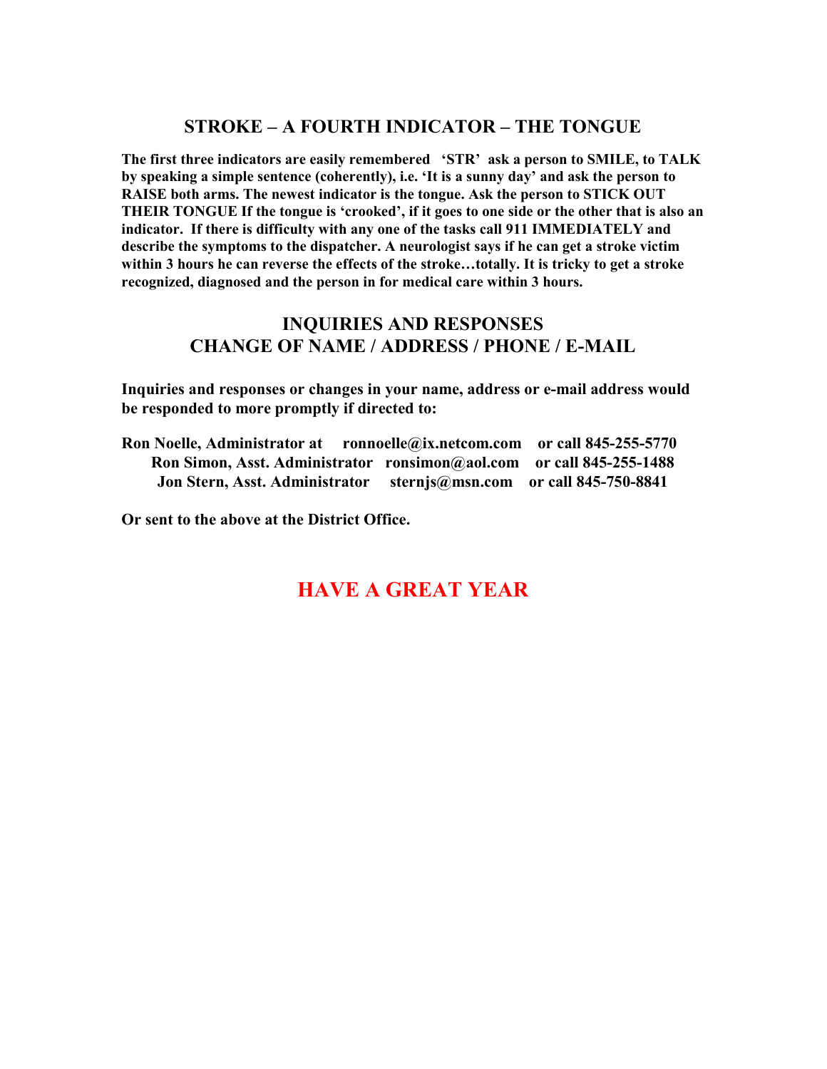## STROKE – A FOURTH INDICATOR – THE TONGUE

**The first three indicators are easily remembered 'STR' ask a person to SMILE, to TALK by speaking a simple sentence (coherently), i.e. 'It is a sunny day' and ask the person to RAISE both arms. The newest indicator is the tongue. Ask the person to STICK OUT THEIR TONGUE If the tongue is 'crooked', if it goes to one side or the other that is also an indicator. If there is difficulty with any one of the tasks call 911 IMMEDIATELY and describe the symptoms to the dispatcher. A neurologist says if he can get a stroke victim within 3 hours he can reverse the effects of the stroke…totally. It is tricky to get a stroke recognized, diagnosed and the person in for medical care within 3 hours.**

## INQUIRIES AND RESPONSES
## CHANGE OF NAME / ADDRESS / PHONE / E-MAIL

**Inquiries and responses or changes in your name, address or e-mail address would be responded to more promptly if directed to:**

**Ron Noelle, Administrator at ronnoelle@ix.netcom.com or call 845-255-5770**
**Ron Simon, Asst. Administrator ronsimon@aol.com or call 845-255-1488**
**Jon Stern, Asst. Administrator sternjs@msn.com or call 845-750-8841**

**Or sent to the above at the District Office.**

## HAVE A GREAT YEAR